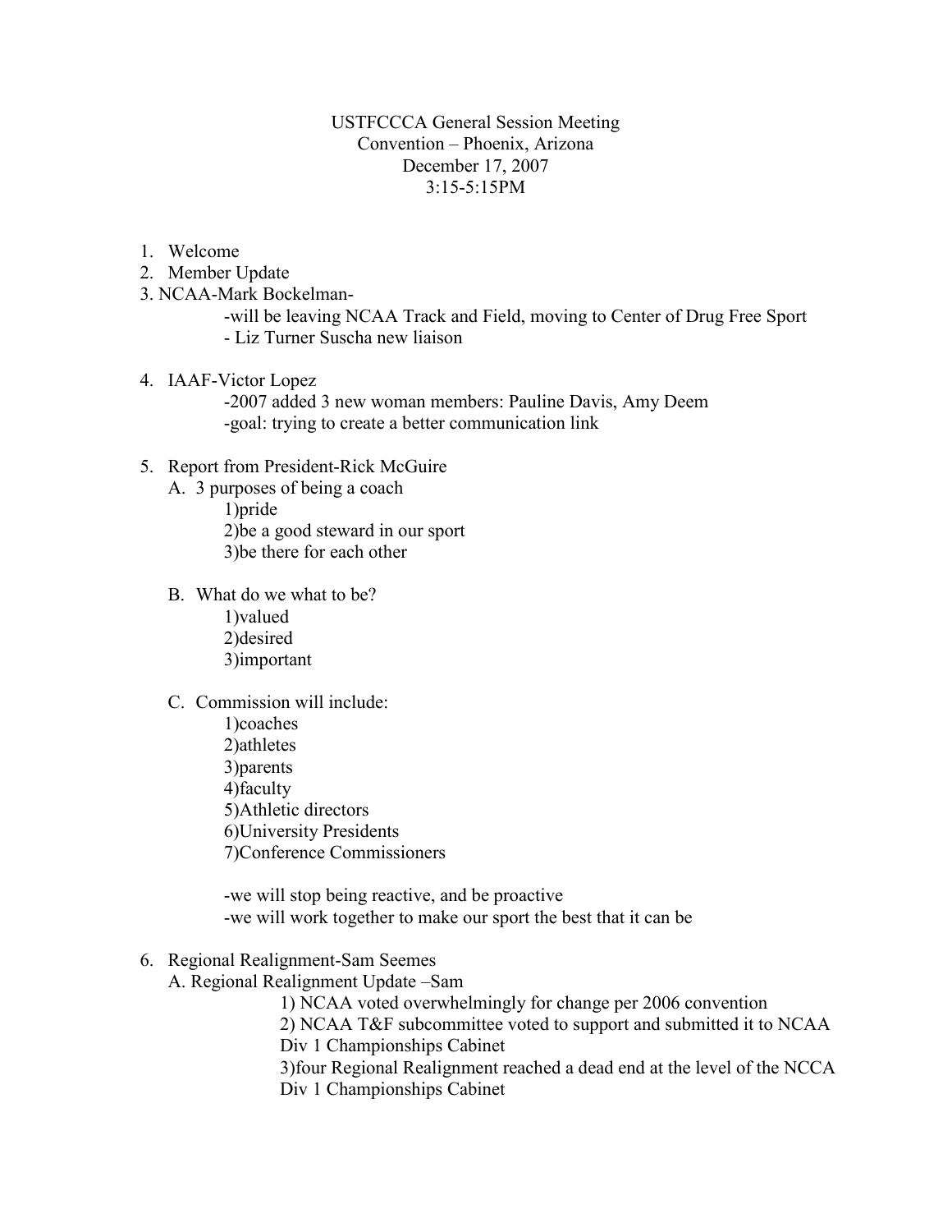USTFCCCA General Session Meeting
Convention – Phoenix, Arizona
December 17, 2007
3:15-5:15PM

1. Welcome
2. Member Update
3. NCAA-Mark Bockelman-
   - will be leaving NCAA Track and Field, moving to Center of Drug Free Sport
   - Liz Turner Suscha new liaison
4. IAAF-Victor Lopez
   - 2007 added 3 new woman members: Pauline Davis, Amy Deem
   - goal: trying to create a better communication link
5. Report from President-Rick McGuire
   A. 3 purposes of being a coach
      1)pride
      2)be a good steward in our sport
      3)be there for each other

   B. What do we what to be?
      1)valued
      2)desired
      3)important

   C. Commission will include:
      1)coaches
      2)athletes
      3)parents
      4)faculty
      5)Athletic directors
      6)University Presidents
      7)Conference Commissioners

      -we will stop being reactive, and be proactive
      -we will work together to make our sport the best that it can be

6. Regional Realignment-Sam Seemes
   A. Regional Realignment Update –Sam
      1) NCAA voted overwhelmingly for change per 2006 convention
      2) NCAA T&F subcommittee voted to support and submitted it to NCAA Div 1 Championships Cabinet
      3)four Regional Realignment reached a dead end at the level of the NCCA Div 1 Championships Cabinet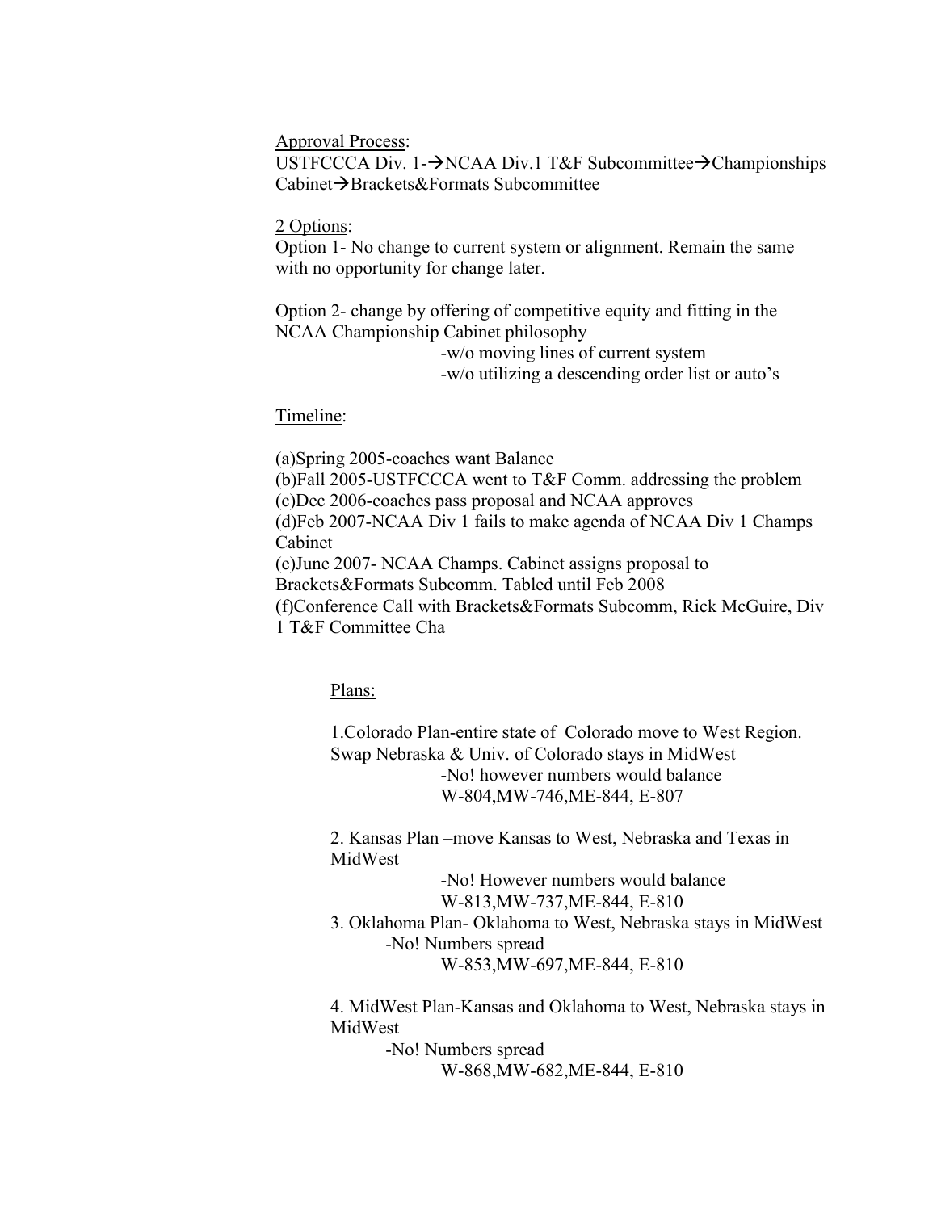<u>Approval Process</u>:
USTFCCCA Div. 1-→NCAA Div.1 T&F Subcommittee→Championships Cabinet→Brackets&Formats Subcommittee

<u>2 Options</u>:
Option 1- No change to current system or alignment. Remain the same with no opportunity for change later.

Option 2- change by offering of competitive equity and fitting in the NCAA Championship Cabinet philosophy

-w/o moving lines of current system
-w/o utilizing a descending order list or auto's

<u>Timeline</u>:

(a)Spring 2005-coaches want Balance
(b)Fall 2005-USTFCCCA went to T&F Comm. addressing the problem
(c)Dec 2006-coaches pass proposal and NCAA approves
(d)Feb 2007-NCAA Div 1 fails to make agenda of NCAA Div 1 Champs Cabinet
(e)June 2007- NCAA Champs. Cabinet assigns proposal to Brackets&Formats Subcomm. Tabled until Feb 2008
(f)Conference Call with Brackets&Formats Subcomm, Rick McGuire, Div 1 T&F Committee Cha

<u>Plans:</u>

1.Colorado Plan-entire state of Colorado move to West Region. Swap Nebraska & Univ. of Colorado stays in MidWest

-No! however numbers would balance
W-804,MW-746,ME-844, E-807

2. Kansas Plan –move Kansas to West, Nebraska and Texas in MidWest

-No! However numbers would balance
W-813,MW-737,ME-844, E-810

3. Oklahoma Plan- Oklahoma to West, Nebraska stays in MidWest

-No! Numbers spread
W-853,MW-697,ME-844, E-810

4. MidWest Plan-Kansas and Oklahoma to West, Nebraska stays in MidWest

-No! Numbers spread
W-868,MW-682,ME-844, E-810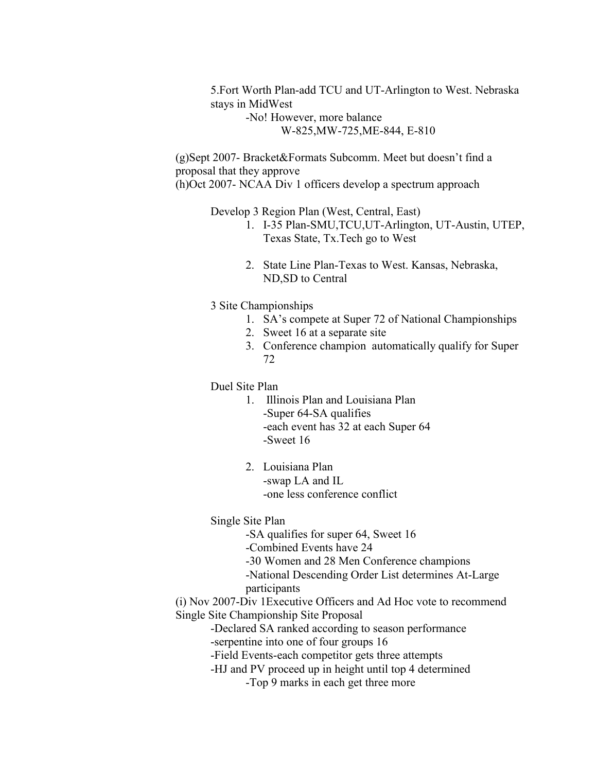5.Fort Worth Plan-add TCU and UT-Arlington to West. Nebraska stays in MidWest

- No! However, more balance
  - W-825,MW-725,ME-844, E-810

(g)Sept 2007- Bracket&Formats Subcomm. Meet but doesn't find a proposal that they approve

(h)Oct 2007- NCAA Div 1 officers develop a spectrum approach

Develop 3 Region Plan (West, Central, East)

1. I-35 Plan-SMU,TCU,UT-Arlington, UT-Austin, UTEP, Texas State, Tx.Tech go to West

2. State Line Plan-Texas to West. Kansas, Nebraska, ND,SD to Central

3 Site Championships

1. SA's compete at Super 72 of National Championships
2. Sweet 16 at a separate site
3. Conference champion automatically qualify for Super 72

Duel Site Plan

1. Illinois Plan and Louisiana Plan
   - Super 64-SA qualifies
   - each event has 32 at each Super 64
   - Sweet 16

2. Louisiana Plan
   - swap LA and IL
   - one less conference conflict

Single Site Plan

- SA qualifies for super 64, Sweet 16
- Combined Events have 24
- 30 Women and 28 Men Conference champions
- National Descending Order List determines At-Large participants

(i) Nov 2007-Div 1Executive Officers and Ad Hoc vote to recommend Single Site Championship Site Proposal

- Declared SA ranked according to season performance
- serpentine into one of four groups 16
- Field Events-each competitor gets three attempts
- HJ and PV proceed up in height until top 4 determined
  - Top 9 marks in each get three more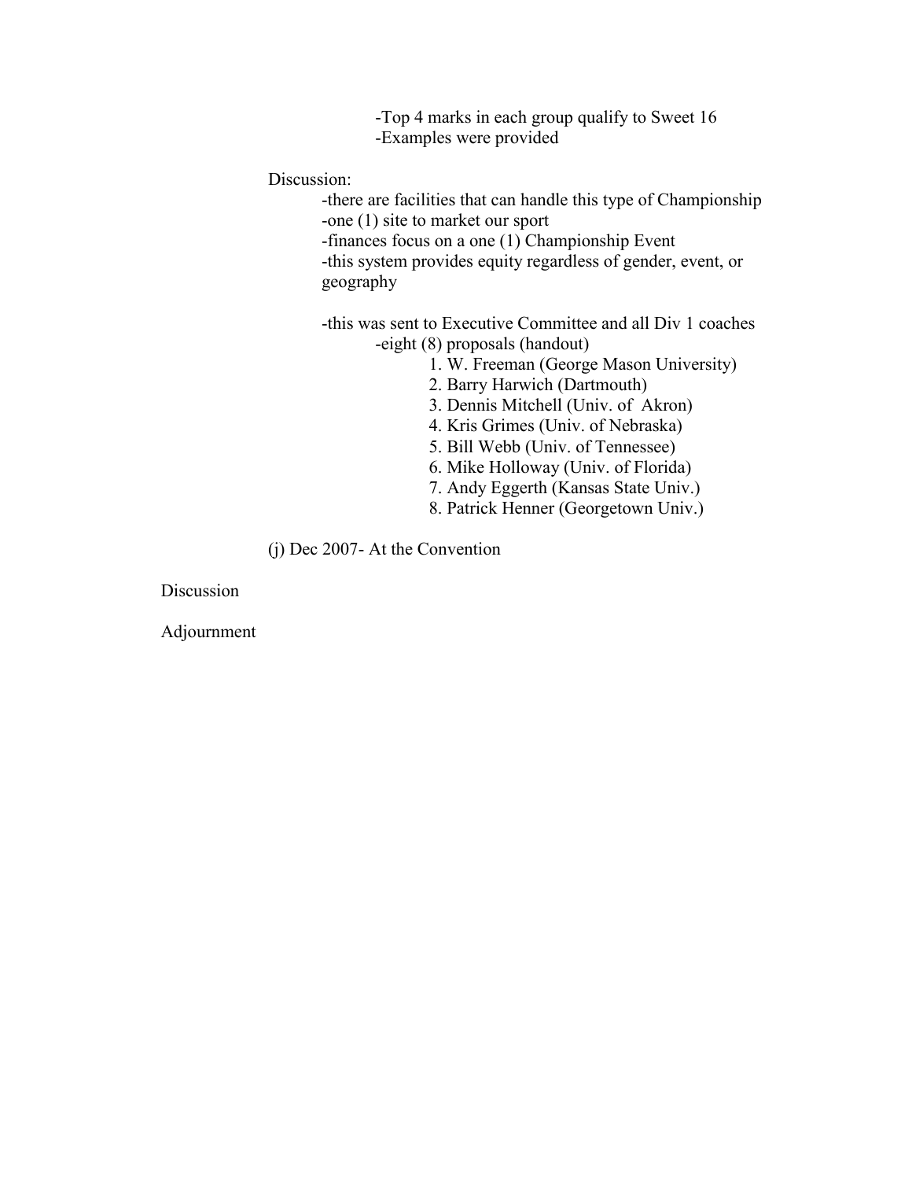- -Top 4 marks in each group qualify to Sweet 16
- -Examples were provided

Discussion:

- -there are facilities that can handle this type of Championship
- -one (1) site to market our sport
- -finances focus on a one (1) Championship Event
- -this system provides equity regardless of gender, event, or geography

-this was sent to Executive Committee and all Div 1 coaches

-eight (8) proposals (handout)

1. W. Freeman (George Mason University)
2. Barry Harwich (Dartmouth)
3. Dennis Mitchell (Univ. of Akron)
4. Kris Grimes (Univ. of Nebraska)
5. Bill Webb (Univ. of Tennessee)
6. Mike Holloway (Univ. of Florida)
7. Andy Eggerth (Kansas State Univ.)
8. Patrick Henner (Georgetown Univ.)

(j) Dec 2007- At the Convention

Discussion

Adjournment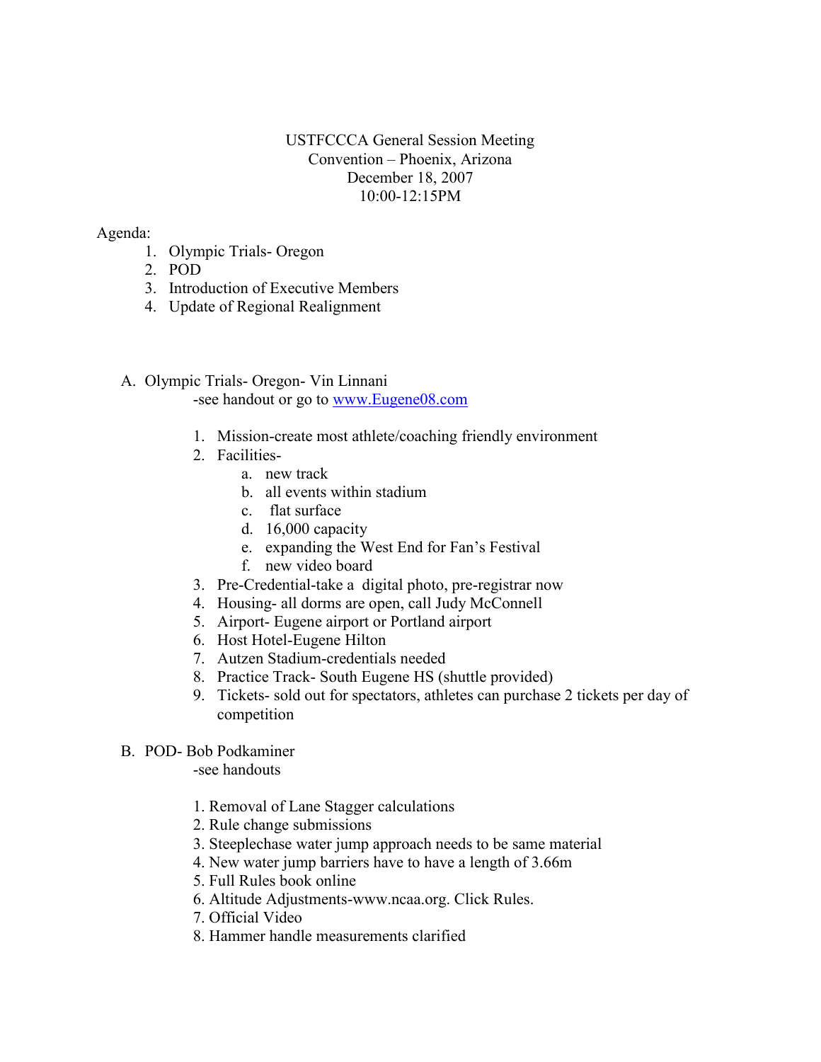USTFCCCA General Session Meeting
Convention – Phoenix, Arizona
December 18, 2007
10:00-12:15PM

Agenda:

1. Olympic Trials- Oregon
2. POD
3. Introduction of Executive Members
4. Update of Regional Realignment

A. Olympic Trials- Oregon- Vin Linnani

   -see handout or go to www.Eugene08.com

   1. Mission-create most athlete/coaching friendly environment
   2. Facilities-
      a. new track
      b. all events within stadium
      c. flat surface
      d. 16,000 capacity
      e. expanding the West End for Fan's Festival
      f. new video board
   3. Pre-Credential-take a digital photo, pre-registrar now
   4. Housing- all dorms are open, call Judy McConnell
   5. Airport- Eugene airport or Portland airport
   6. Host Hotel-Eugene Hilton
   7. Autzen Stadium-credentials needed
   8. Practice Track- South Eugene HS (shuttle provided)
   9. Tickets- sold out for spectators, athletes can purchase 2 tickets per day of competition

B. POD- Bob Podkaminer

   -see handouts

   1. Removal of Lane Stagger calculations
   2. Rule change submissions
   3. Steeplechase water jump approach needs to be same material
   4. New water jump barriers have to have a length of 3.66m
   5. Full Rules book online
   6. Altitude Adjustments-www.ncaa.org. Click Rules.
   7. Official Video
   8. Hammer handle measurements clarified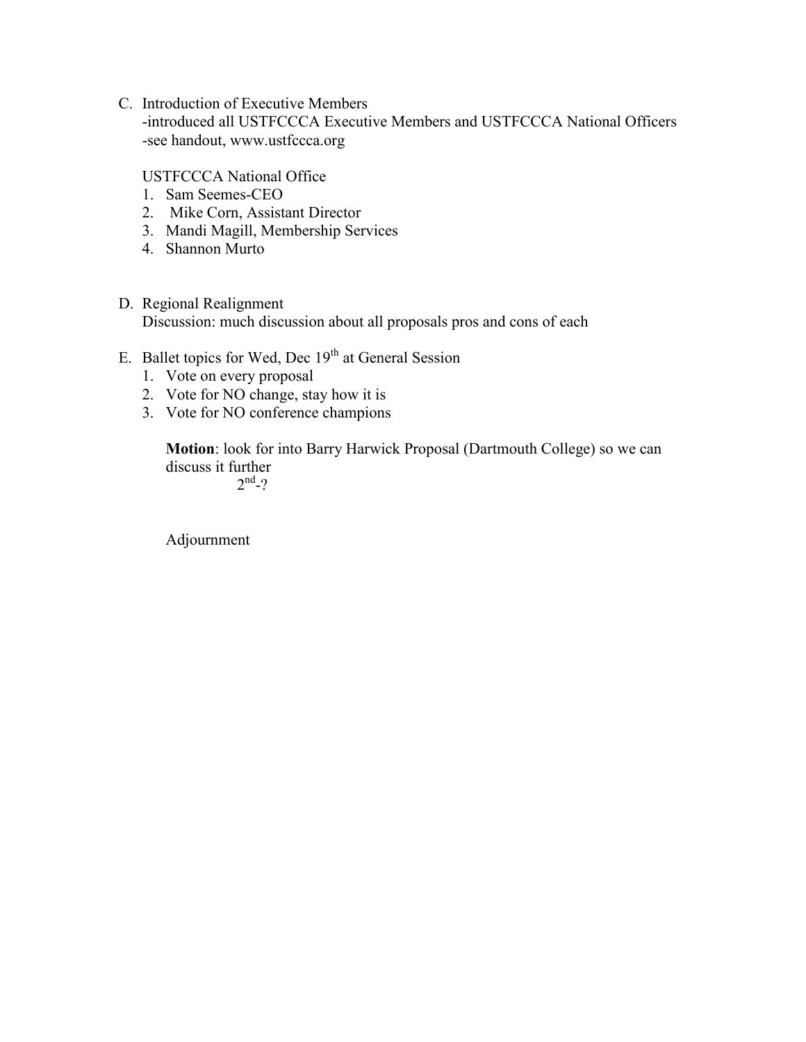C. Introduction of Executive Members
   -introduced all USTFCCCA Executive Members and USTFCCCA National Officers
   -see handout, www.ustfccca.org

   USTFCCCA National Office
   1. Sam Seemes-CEO
   2. Mike Corn, Assistant Director
   3. Mandi Magill, Membership Services
   4. Shannon Murto

D. Regional Realignment
   Discussion: much discussion about all proposals pros and cons of each

E. Ballet topics for Wed, Dec 19th at General Session
   1. Vote on every proposal
   2. Vote for NO change, stay how it is
   3. Vote for NO conference champions

   **Motion**: look for into Barry Harwick Proposal (Dartmouth College) so we can discuss it further
   
   2nd-?

   Adjournment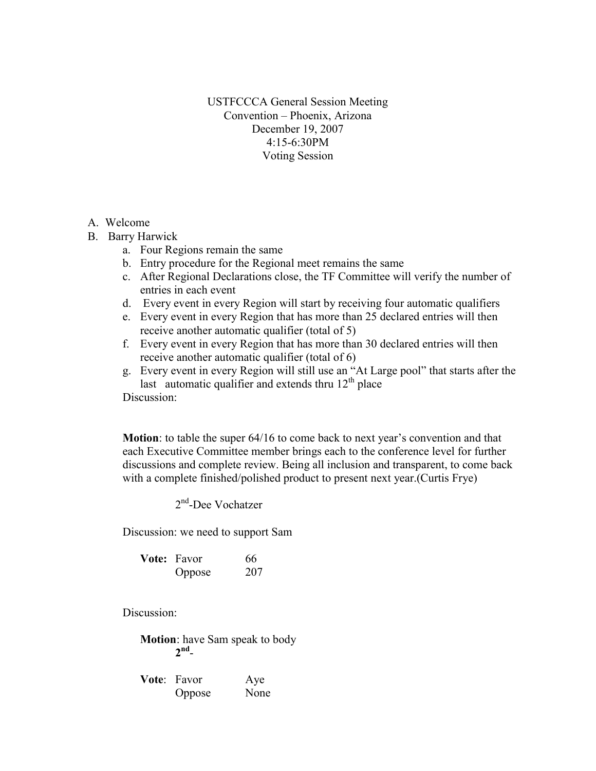USTFCCCA General Session Meeting
Convention – Phoenix, Arizona
December 19, 2007
4:15-6:30PM
Voting Session

A. Welcome
B. Barry Harwick
   a. Four Regions remain the same
   b. Entry procedure for the Regional meet remains the same
   c. After Regional Declarations close, the TF Committee will verify the number of entries in each event
   d. Every event in every Region will start by receiving four automatic qualifiers
   e. Every event in every Region that has more than 25 declared entries will then receive another automatic qualifier (total of 5)
   f. Every event in every Region that has more than 30 declared entries will then receive another automatic qualifier (total of 6)
   g. Every event in every Region will still use an "At Large pool" that starts after the last automatic qualifier and extends thru 12th place

   Discussion:

   **Motion**: to table the super 64/16 to come back to next year's convention and that each Executive Committee member brings each to the conference level for further discussions and complete review. Being all inclusion and transparent, to come back with a complete finished/polished product to present next year.(Curtis Frye)

   2nd-Dee Vochatzer

   Discussion: we need to support Sam

   **Vote:** Favor 66
   Oppose 207

   Discussion:

   **Motion**: have Sam speak to body
   **2nd**-

   **Vote**: Favor Aye
   Oppose None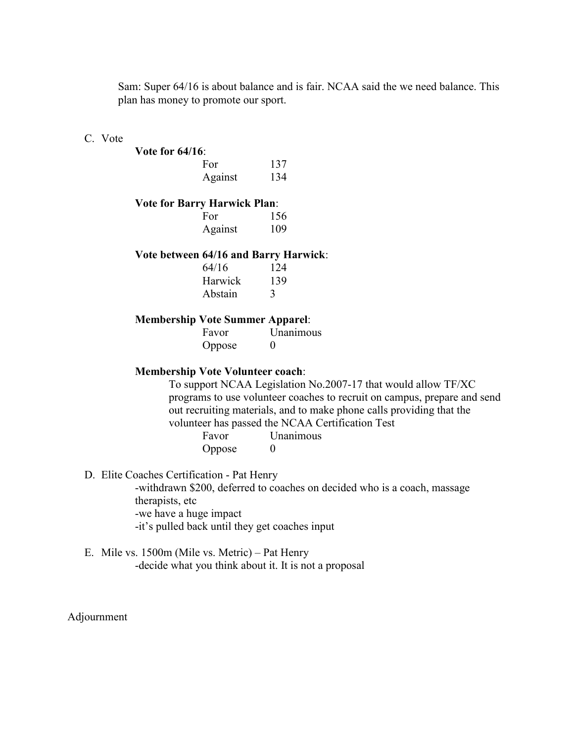Sam: Super 64/16 is about balance and is fair. NCAA said the we need balance. This plan has money to promote our sport.

C. Vote

**Vote for 64/16**:

| | |
|---|---|
| For | 137 |
| Against | 134 |

**Vote for Barry Harwick Plan**:

| | |
|---|---|
| For | 156 |
| Against | 109 |

**Vote between 64/16 and Barry Harwick**:

| | |
|---|---|
| 64/16 | 124 |
| Harwick | 139 |
| Abstain | 3 |

**Membership Vote Summer Apparel**:

| | |
|---|---|
| Favor | Unanimous |
| Oppose | 0 |

**Membership Vote Volunteer coach**:

To support NCAA Legislation No.2007-17 that would allow TF/XC programs to use volunteer coaches to recruit on campus, prepare and send out recruiting materials, and to make phone calls providing that the volunteer has passed the NCAA Certification Test

| | |
|---|---|
| Favor | Unanimous |
| Oppose | 0 |

D. Elite Coaches Certification - Pat Henry

-withdrawn $200, deferred to coaches on decided who is a coach, massage therapists, etc
-we have a huge impact
-it's pulled back until they get coaches input

E. Mile vs. 1500m (Mile vs. Metric) – Pat Henry

-decide what you think about it. It is not a proposal

Adjournment